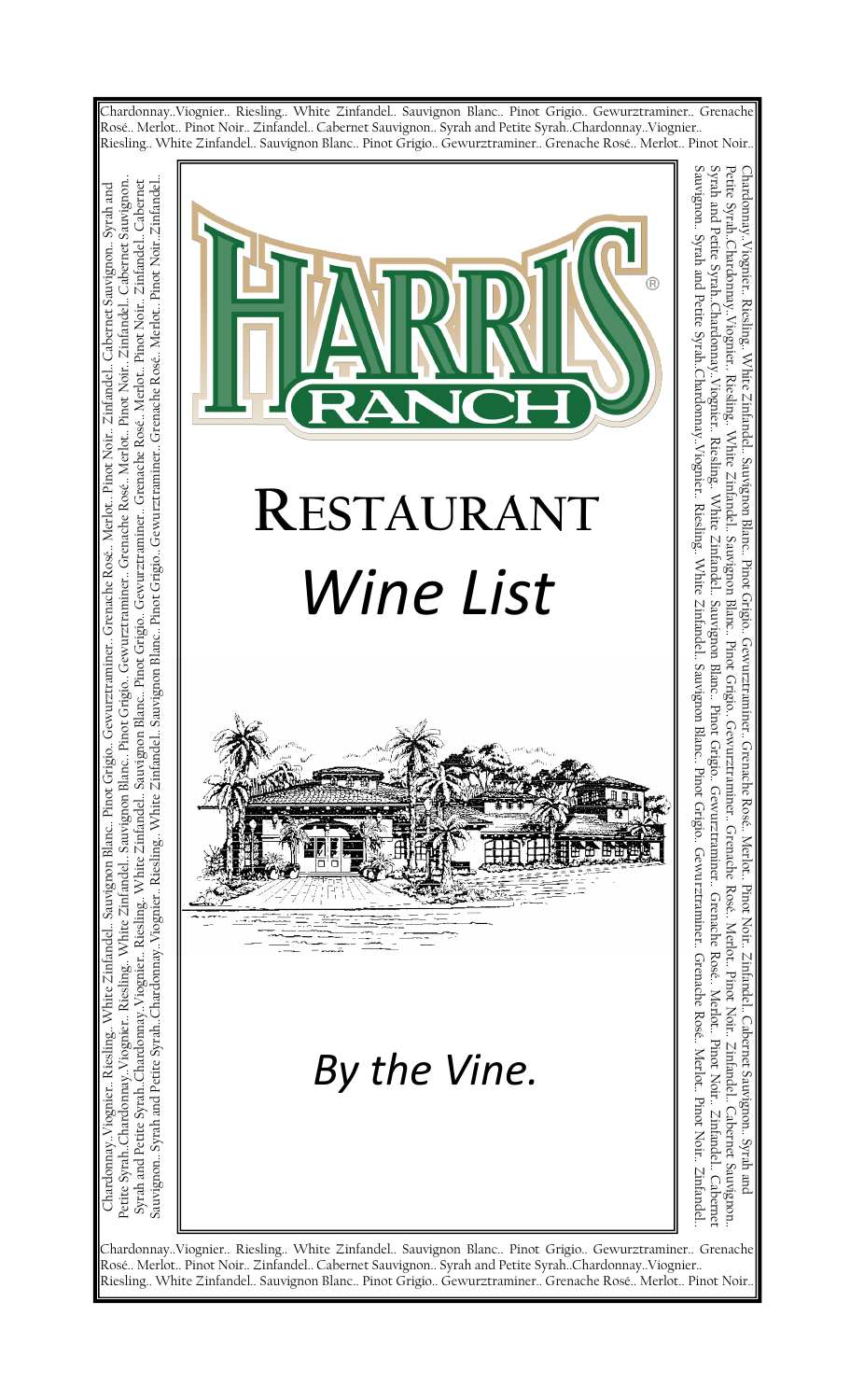Chardonnay..Viognier.. Riesling.. White Zinfandel.. Sauvignon Blanc.. Pinot Grigio.. Gewurztraminer.. Grenache Rosé.. Merlot.. Pinot Noir.. Zinfandel.. Cabernet Sauvignon.. Syrah and Petite Syrah..Chardonnay..Viognier.. Riesling.. White Zinfandel.. Sauvignon Blanc.. Pinot Grigio.. Gewurztraminer.. Grenache Rosé.. Merlot.. Pinot Noir..

# HARRIS RANCH

# RESTAURANT

## *Wine List*

*By the Vine.*

Chardonnay..Viognier.. Riesling.. White Zinfandel.. Sauvignon Blanc.. Pinot Grigio.. Gewurztraminer.. Grenache Rosé.. Merlot.. Pinot Noir.. Zinfandel.. Cabernet Sauvignon.. Syrah and Petite Syrah..Chardonnay..Viognier.. Riesling.. White Zinfandel.. Sauvignon Blanc.. Pinot Grigio.. Gewurztraminer.. Grenache Rosé.. Merlot.. Pinot Noir..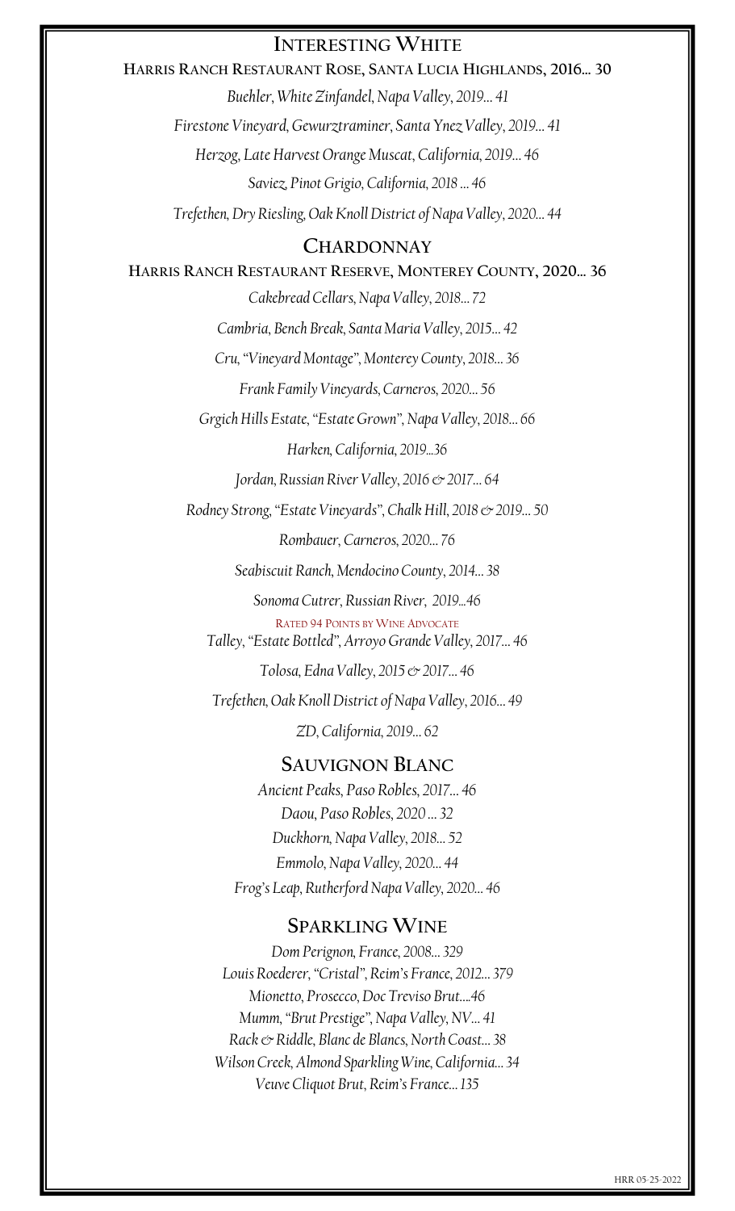## Interesting White

**Harris Ranch Restaurant Rose, Santa Lucia Highlands, 2016… 30**

*Buehler, White Zinfandel, Napa Valley, 2019… 41*

*Firestone Vineyard, Gewurztraminer, Santa Ynez Valley, 2019… 41*

*Herzog, Late Harvest Orange Muscat, California, 2019… 46*

*Saviez, Pinot Grigio, California, 2018 … 46*

*Trefethen, Dry Riesling, Oak Knoll District of Napa Valley, 2020… 44*

## Chardonnay

**Harris Ranch Restaurant Reserve, Monterey County, 2020… 36**

*Cakebread Cellars, Napa Valley, 2018… 72*

*Cambria, Bench Break, Santa Maria Valley, 2015… 42*

*Cru, "Vineyard Montage", Monterey County, 2018… 36*

*Frank Family Vineyards, Carneros, 2020… 56*

*Grgich Hills Estate, "Estate Grown", Napa Valley, 2018… 66*

*Harken, California, 2019…36*

*Jordan, Russian River Valley, 2016 & 2017… 64*

*Rodney Strong, "Estate Vineyards", Chalk Hill, 2018 & 2019… 50*

*Rombauer, Carneros, 2020… 76*

*Seabiscuit Ranch, Mendocino County, 2014… 38*

*Sonoma Cutrer, Russian River, 2019…46*

Rated 94 Points by Wine Advocate

*Talley, "Estate Bottled", Arroyo Grande Valley, 2017… 46*

*Tolosa, Edna Valley, 2015 & 2017… 46*

*Trefethen, Oak Knoll District of Napa Valley, 2016… 49*

*ZD, California, 2019… 62*

## Sauvignon Blanc

*Ancient Peaks, Paso Robles, 2017… 46*

*Daou, Paso Robles, 2020 … 32*

*Duckhorn, Napa Valley, 2018… 52*

*Emmolo, Napa Valley, 2020… 44*

*Frog's Leap, Rutherford Napa Valley, 2020… 46*

## Sparkling Wine

*Dom Perignon, France, 2008… 329*

*Louis Roederer, "Cristal", Reim's France, 2012… 379*

*Mionetto, Prosecco, Doc Treviso Brut….46*

*Mumm, "Brut Prestige", Napa Valley, NV… 41*

*Rack & Riddle, Blanc de Blancs, North Coast… 38*

*Wilson Creek, Almond Sparkling Wine, California… 34*

*Veuve Cliquot Brut, Reim's France… 135*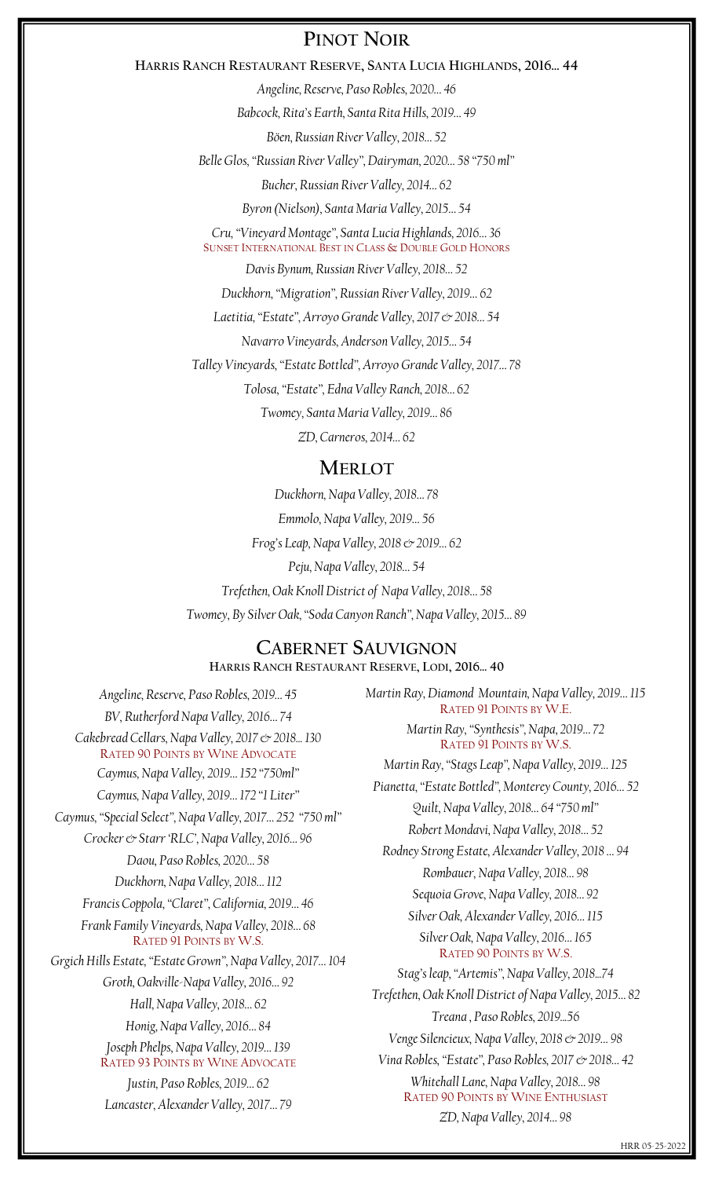## Pinot Noir

**Harris Ranch Restaurant Reserve, Santa Lucia Highlands, 2016… 44**

*Angeline, Reserve, Paso Robles, 2020… 46*

*Babcock, Rita's Earth, Santa Rita Hills, 2019… 49*

*Böen, Russian River Valley, 2018… 52*

*Belle Glos, "Russian River Valley", Dairyman, 2020… 58 "750 ml"*

*Bucher, Russian River Valley, 2014… 62*

*Byron (Nielson), Santa Maria Valley, 2015… 54*

*Cru, "Vineyard Montage", Santa Lucia Highlands, 2016… 36*
Sunset International Best in Class & Double Gold Honors

*Davis Bynum, Russian River Valley, 2018… 52*

*Duckhorn, "Migration", Russian River Valley, 2019… 62*

*Laetitia, "Estate", Arroyo Grande Valley, 2017 & 2018… 54*

*Navarro Vineyards, Anderson Valley, 2015… 54*

*Talley Vineyards, "Estate Bottled", Arroyo Grande Valley, 2017… 78*

*Tolosa, "Estate", Edna Valley Ranch, 2018… 62*

*Twomey, Santa Maria Valley, 2019… 86*

*ZD, Carneros, 2014… 62*

## Merlot

*Duckhorn, Napa Valley, 2018… 78*

*Emmolo, Napa Valley, 2019… 56*

*Frog's Leap, Napa Valley, 2018 & 2019… 62*

*Peju, Napa Valley, 2018… 54*

*Trefethen, Oak Knoll District of Napa Valley, 2018… 58*

*Twomey, By Silver Oak, "Soda Canyon Ranch", Napa Valley, 2015… 89*

## Cabernet Sauvignon

**Harris Ranch Restaurant Reserve, Lodi, 2016… 40**

*Angeline, Reserve, Paso Robles, 2019… 45*

*BV, Rutherford Napa Valley, 2016… 74*

*Cakebread Cellars, Napa Valley, 2017 & 2018… 130*
Rated 90 Points by Wine Advocate

*Caymus, Napa Valley, 2019… 152 "750ml"*

*Caymus, Napa Valley, 2019… 172 "1 Liter"*

*Caymus, "Special Select", Napa Valley, 2017… 252 "750 ml"*

*Crocker & Starr 'RLC', Napa Valley, 2016… 96*

*Daou, Paso Robles, 2020… 58*

*Duckhorn, Napa Valley, 2018… 112*

*Francis Coppola, "Claret", California, 2019… 46*

*Frank Family Vineyards, Napa Valley, 2018… 68*
Rated 91 Points by W.S.

*Grgich Hills Estate, "Estate Grown", Napa Valley, 2017… 104*

*Groth, Oakville-Napa Valley, 2016… 92*

*Hall, Napa Valley, 2018… 62*

*Honig, Napa Valley, 2016… 84*

*Joseph Phelps, Napa Valley, 2019… 139*
Rated 93 Points by Wine Advocate

*Justin, Paso Robles, 2019… 62*

*Lancaster, Alexander Valley, 2017… 79*

*Martin Ray, Diamond Mountain, Napa Valley, 2019… 115*
Rated 91 Points by W.E.

*Martin Ray, "Synthesis", Napa, 2019… 72*
Rated 91 Points by W.S.

*Martin Ray, "Stags Leap", Napa Valley, 2019… 125*

*Pianetta, "Estate Bottled", Monterey County, 2016… 52*

*Quilt, Napa Valley, 2018… 64 "750 ml"*

*Robert Mondavi, Napa Valley, 2018… 52*

*Rodney Strong Estate, Alexander Valley, 2018… 94*

*Rombauer, Napa Valley, 2018… 98*

*Sequoia Grove, Napa Valley, 2018… 92*

*Silver Oak, Alexander Valley, 2016… 115*

*Silver Oak, Napa Valley, 2016… 165*
Rated 90 Points by W.S.

*Stag's leap, "Artemis", Napa Valley, 2018…74*

*Trefethen, Oak Knoll District of Napa Valley, 2015… 82*

*Treana, Paso Robles, 2019…56*

*Venge Silencieux, Napa Valley, 2018 & 2019… 98*

*Vina Robles, "Estate", Paso Robles, 2017 & 2018… 42*

*Whitehall Lane, Napa Valley, 2018… 98*
Rated 90 Points by Wine Enthusiast

*ZD, Napa Valley, 2014… 98*

HRR 05-25-2022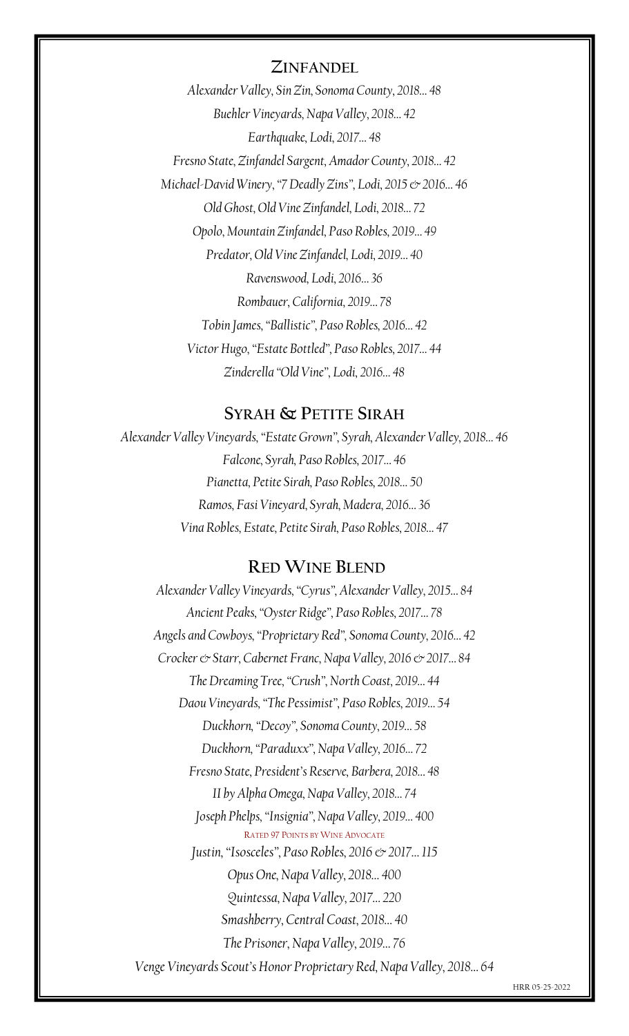## Zinfandel

*Alexander Valley, Sin Zin, Sonoma County, 2018... 48*

*Buehler Vineyards, Napa Valley, 2018... 42*

*Earthquake, Lodi, 2017... 48*

*Fresno State, Zinfandel Sargent, Amador County, 2018... 42*

*Michael-David Winery, "7 Deadly Zins", Lodi, 2015 & 2016... 46*

*Old Ghost, Old Vine Zinfandel, Lodi, 2018... 72*

*Opolo, Mountain Zinfandel, Paso Robles, 2019... 49*

*Predator, Old Vine Zinfandel, Lodi, 2019... 40*

*Ravenswood, Lodi, 2016... 36*

*Rombauer, California, 2019... 78*

*Tobin James, "Ballistic", Paso Robles, 2016... 42*

*Victor Hugo, "Estate Bottled", Paso Robles, 2017... 44*

*Zinderella "Old Vine", Lodi, 2016... 48*

## Syrah & Petite Sirah

*Alexander Valley Vineyards, "Estate Grown", Syrah, Alexander Valley, 2018... 46*

*Falcone, Syrah, Paso Robles, 2017... 46*

*Pianetta, Petite Sirah, Paso Robles, 2018... 50*

*Ramos, Fasi Vineyard, Syrah, Madera, 2016... 36*

*Vina Robles, Estate, Petite Sirah, Paso Robles, 2018... 47*

## Red Wine Blend

*Alexander Valley Vineyards, "Cyrus", Alexander Valley, 2015... 84*

*Ancient Peaks, "Oyster Ridge", Paso Robles, 2017... 78*

*Angels and Cowboys, "Proprietary Red", Sonoma County, 2016... 42*

*Crocker & Starr, Cabernet Franc, Napa Valley, 2016 & 2017... 84*

*The Dreaming Tree, "Crush", North Coast, 2019... 44*

*Daou Vineyards, "The Pessimist", Paso Robles, 2019... 54*

*Duckhorn, "Decoy", Sonoma County, 2019... 58*

*Duckhorn, "Paraduxx", Napa Valley, 2016... 72*

*Fresno State, President's Reserve, Barbera, 2018... 48*

*II by Alpha Omega, Napa Valley, 2018... 74*

*Joseph Phelps, "Insignia", Napa Valley, 2019... 400*
RATED 97 POINTS BY WINE ADVOCATE

*Justin, "Isosceles", Paso Robles, 2016 & 2017... 115*

*Opus One, Napa Valley, 2018... 400*

*Quintessa, Napa Valley, 2017... 220*

*Smashberry, Central Coast, 2018... 40*

*The Prisoner, Napa Valley, 2019... 76*

*Venge Vineyards Scout's Honor Proprietary Red, Napa Valley, 2018... 64*

HRR 05-25-2022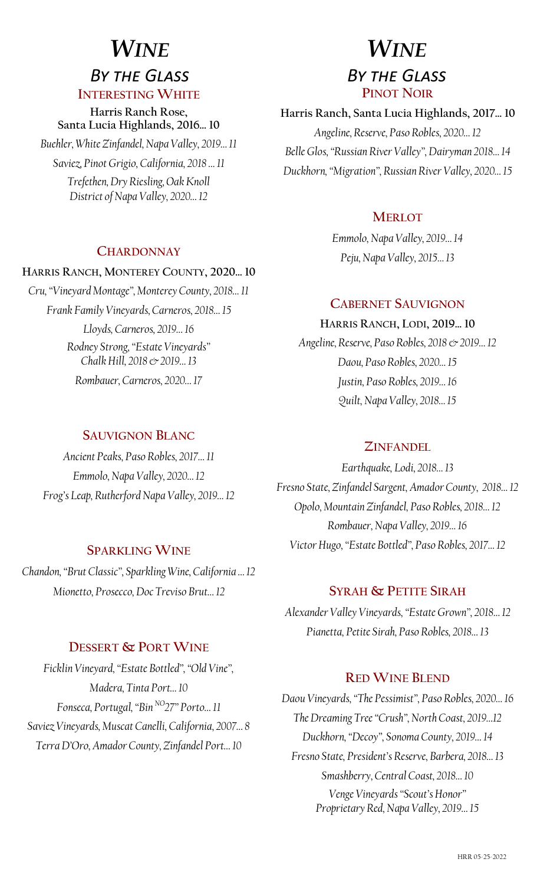# *Wine*

## *By the Glass*

### Interesting White

**Harris Ranch Rose, Santa Lucia Highlands, 2016... 10**

*Buehler, White Zinfandel, Napa Valley, 2019... 11*

*Saviez, Pinot Grigio, California, 2018 ... 11*

*Trefethen, Dry Riesling, Oak Knoll District of Napa Valley, 2020... 12*

### Chardonnay

**Harris Ranch, Monterey County, 2020... 10**

*Cru, "Vineyard Montage", Monterey County, 2018... 11*

*Frank Family Vineyards, Carneros, 2018... 15*

*Lloyds, Carneros, 2019... 16*

*Rodney Strong, "Estate Vineyards" Chalk Hill, 2018 & 2019... 13*

*Rombauer, Carneros, 2020... 17*

### Sauvignon Blanc

*Ancient Peaks, Paso Robles, 2017... 11*

*Emmolo, Napa Valley, 2020... 12*

*Frog's Leap, Rutherford Napa Valley, 2019... 12*

### Sparkling Wine

*Chandon, "Brut Classic", Sparkling Wine, California ... 12*

*Mionetto, Prosecco, Doc Treviso Brut... 12*

### Dessert & Port Wine

*Ficklin Vineyard, "Estate Bottled", "Old Vine", Madera, Tinta Port... 10*

*Fonseca, Portugal, "Bin NO27" Porto... 11*

*Saviez Vineyards, Muscat Canelli, California, 2007... 8*

*Terra D'Oro, Amador County, Zinfandel Port... 10*

# *Wine*

## *By the Glass*

### Pinot Noir

**Harris Ranch, Santa Lucia Highlands, 2017... 10**

*Angeline, Reserve, Paso Robles, 2020... 12*

*Belle Glos, "Russian River Valley", Dairyman 2018... 14*

*Duckhorn, "Migration", Russian River Valley, 2020... 15*

### Merlot

*Emmolo, Napa Valley, 2019... 14*

*Peju, Napa Valley, 2015... 13*

### Cabernet Sauvignon

**Harris Ranch, Lodi, 2019... 10**

*Angeline, Reserve, Paso Robles, 2018 & 2019... 12*

*Daou, Paso Robles, 2020... 15*

*Justin, Paso Robles, 2019... 16*

*Quilt, Napa Valley, 2018... 15*

### Zinfandel

*Earthquake, Lodi, 2018... 13*

*Fresno State, Zinfandel Sargent, Amador County, 2018... 12*

*Opolo, Mountain Zinfandel, Paso Robles, 2018... 12*

*Rombauer, Napa Valley, 2019... 16*

*Victor Hugo, "Estate Bottled", Paso Robles, 2017... 12*

### Syrah & Petite Sirah

*Alexander Valley Vineyards, "Estate Grown", 2018... 12*

*Pianetta, Petite Sirah, Paso Robles, 2018... 13*

### Red Wine Blend

*Daou Vineyards, "The Pessimist", Paso Robles, 2020... 16*

*The Dreaming Tree "Crush", North Coast, 2019...12*

*Duckhorn, "Decoy", Sonoma County, 2019... 14*

*Fresno State, President's Reserve, Barbera, 2018... 13*

*Smashberry, Central Coast, 2018... 10*

*Venge Vineyards "Scout's Honor" Proprietary Red, Napa Valley, 2019... 15*

HRR 05-25-2022